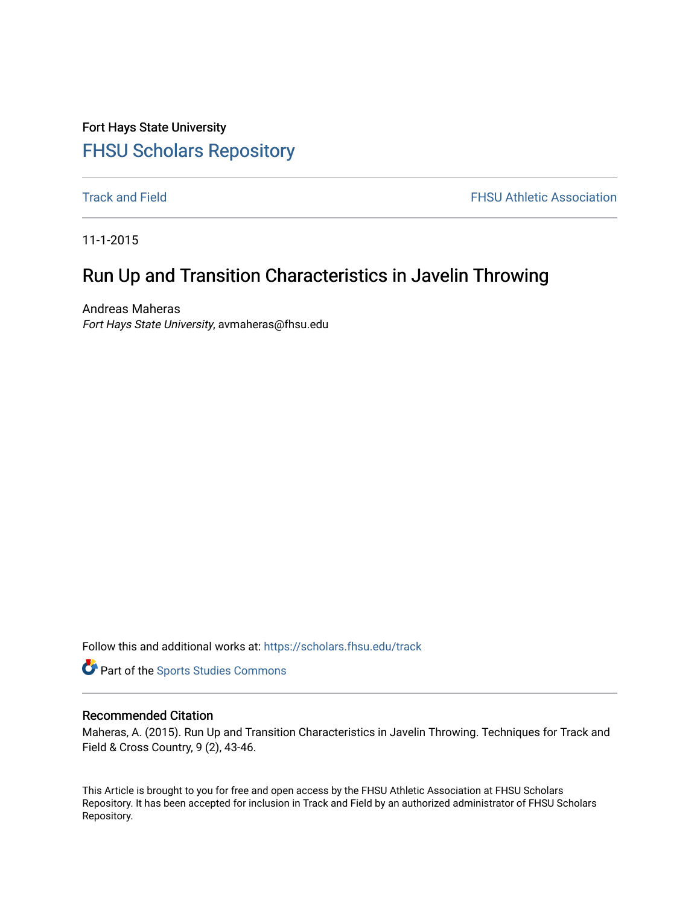Fort Hays State University

# FHSU Scholars Repository

Track and Field | FHSU Athletic Association

11-1-2015

# Run Up and Transition Characteristics in Javelin Throwing

Andreas Maheras

*Fort Hays State University*, avmaheras@fhsu.edu

Follow this and additional works at: https://scholars.fhsu.edu/track

Part of the Sports Studies Commons

## Recommended Citation

Maheras, A. (2015). Run Up and Transition Characteristics in Javelin Throwing. Techniques for Track and Field & Cross Country, 9 (2), 43-46.

This Article is brought to you for free and open access by the FHSU Athletic Association at FHSU Scholars Repository. It has been accepted for inclusion in Track and Field by an authorized administrator of FHSU Scholars Repository.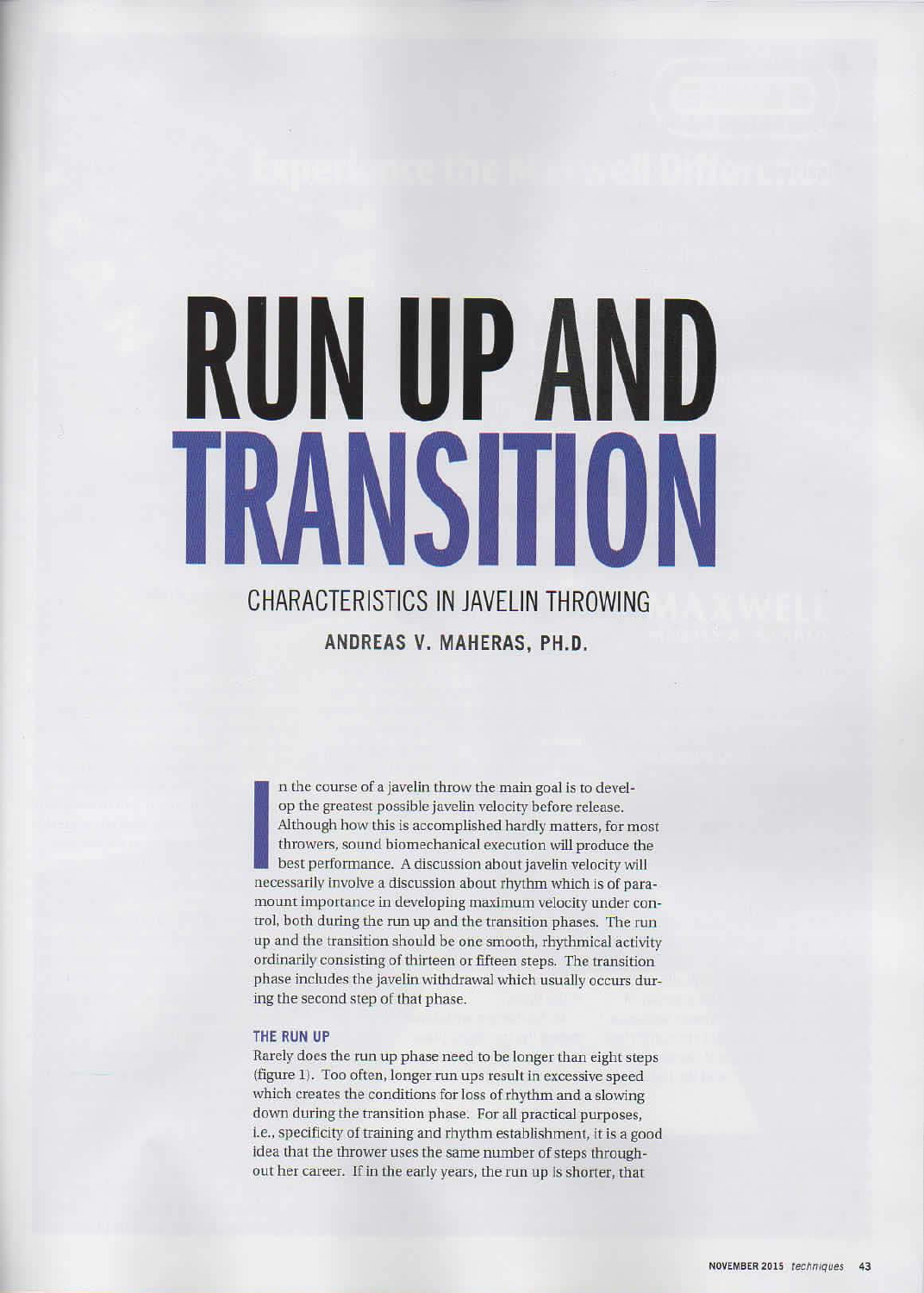# RUN UP AND TRANSITION

## CHARACTERISTICS IN JAVELIN THROWING

**ANDREAS V. MAHERAS, PH.D.**

In the course of a javelin throw the main goal is to develop the greatest possible javelin velocity before release. Although how this is accomplished hardly matters, for most throwers, sound biomechanical execution will produce the best performance. A discussion about javelin velocity will necessarily involve a discussion about rhythm which is of paramount importance in developing maximum velocity under control, both during the run up and the transition phases. The run up and the transition should be one smooth, rhythmical activity ordinarily consisting of thirteen or fifteen steps. The transition phase includes the javelin withdrawal which usually occurs during the second step of that phase.

### THE RUN UP

Rarely does the run up phase need to be longer than eight steps (figure 1). Too often, longer run ups result in excessive speed which creates the conditions for loss of rhythm and a slowing down during the transition phase. For all practical purposes, i.e., specificity of training and rhythm establishment, it is a good idea that the thrower uses the same number of steps throughout her career. If in the early years, the run up is shorter, that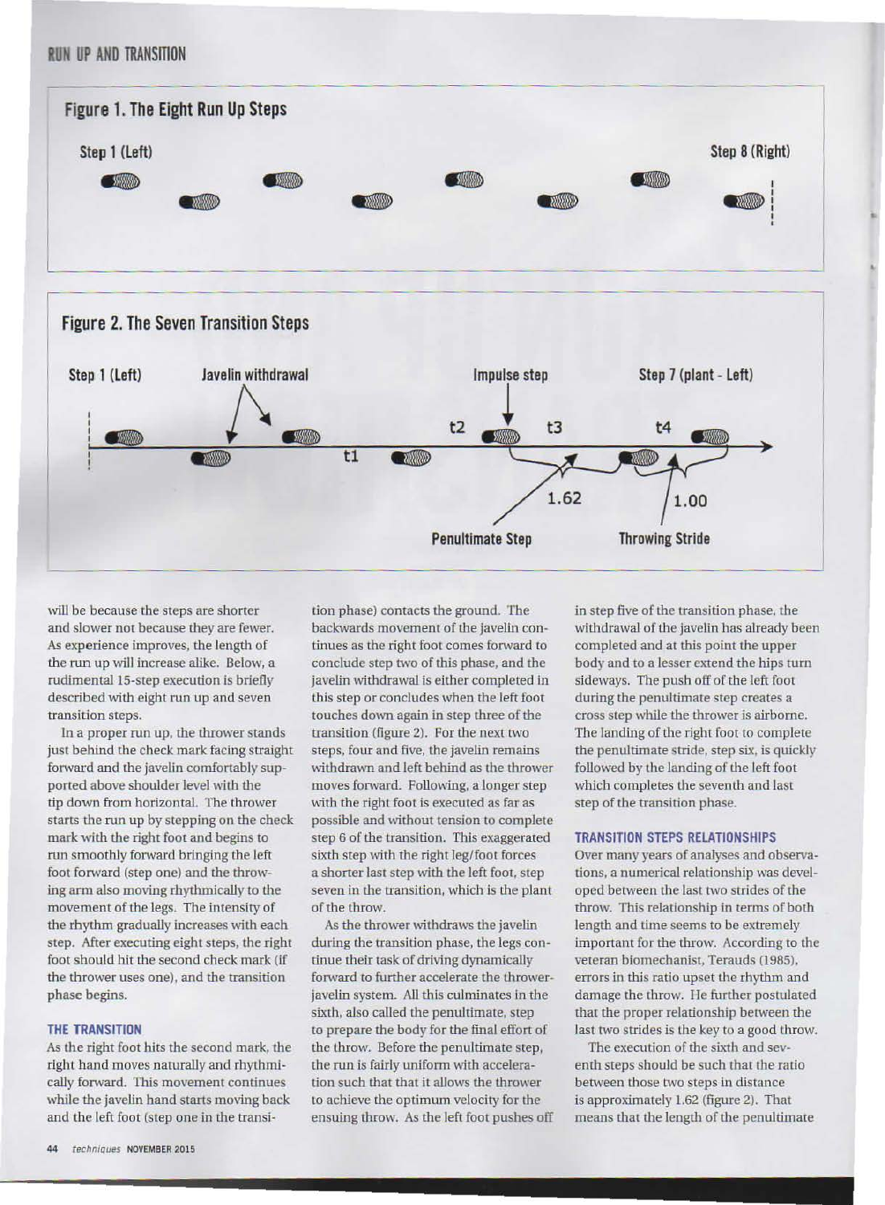## RUN UP AND TRANSITION

### Figure 1. The Eight Run Up Steps

Step 1 (Left) — Step 8 (Right)

### Figure 2. The Seven Transition Steps

Step 1 (Left) — Javelin withdrawal — t1 — t2 — Impulse step — t3 — t4 — Step 7 (plant - Left)

1.62 Penultimate Step — 1.00 Throwing Stride

will be because the steps are shorter and slower not because they are fewer. As experience improves, the length of the run up will increase alike. Below, a rudimental 15-step execution is briefly described with eight run up and seven transition steps.

In a proper run up, the thrower stands just behind the check mark facing straight forward and the javelin comfortably supported above shoulder level with the tip down from horizontal. The thrower starts the run up by stepping on the check mark with the right foot and begins to run smoothly forward bringing the left foot forward (step one) and the throwing arm also moving rhythmically to the movement of the legs. The intensity of the rhythm gradually increases with each step. After executing eight steps, the right foot should hit the second check mark (if the thrower uses one), and the transition phase begins.

### THE TRANSITION

As the right foot hits the second mark, the right hand moves naturally and rhythmically forward. This movement continues while the javelin hand starts moving back and the left foot (step one in the transition phase) contacts the ground. The backwards movement of the javelin continues as the right foot comes forward to conclude step two of this phase, and the javelin withdrawal is either completed in this step or concludes when the left foot touches down again in step three of the transition (figure 2). For the next two steps, four and five, the javelin remains withdrawn and left behind as the thrower moves forward. Following, a longer step with the right foot is executed as far as possible and without tension to complete step 6 of the transition. This exaggerated sixth step with the right leg/foot forces a shorter last step with the left foot, step seven in the transition, which is the plant of the throw.

As the thrower withdraws the javelin during the transition phase, the legs continue their task of driving dynamically forward to further accelerate the thrower-javelin system. All this culminates in the sixth, also called the penultimate, step to prepare the body for the final effort of the throw. Before the penultimate step, the run is fairly uniform with acceleration such that that it allows the thrower to achieve the optimum velocity for the ensuing throw. As the left foot pushes off in step five of the transition phase, the withdrawal of the javelin has already been completed and at this point the upper body and to a lesser extend the hips turn sideways. The push off of the left foot during the penultimate step creates a cross step while the thrower is airborne. The landing of the right foot to complete the penultimate stride, step six, is quickly followed by the landing of the left foot which completes the seventh and last step of the transition phase.

### TRANSITION STEPS RELATIONSHIPS

Over many years of analyses and observations, a numerical relationship was developed between the last two strides of the throw. This relationship in terms of both length and time seems to be extremely important for the throw. According to the veteran biomechanist, Terauds (1985), errors in this ratio upset the rhythm and damage the throw. He further postulated that the proper relationship between the last two strides is the key to a good throw.

The execution of the sixth and seventh steps should be such that the ratio between those two steps in distance is approximately 1.62 (figure 2). That means that the length of the penultimate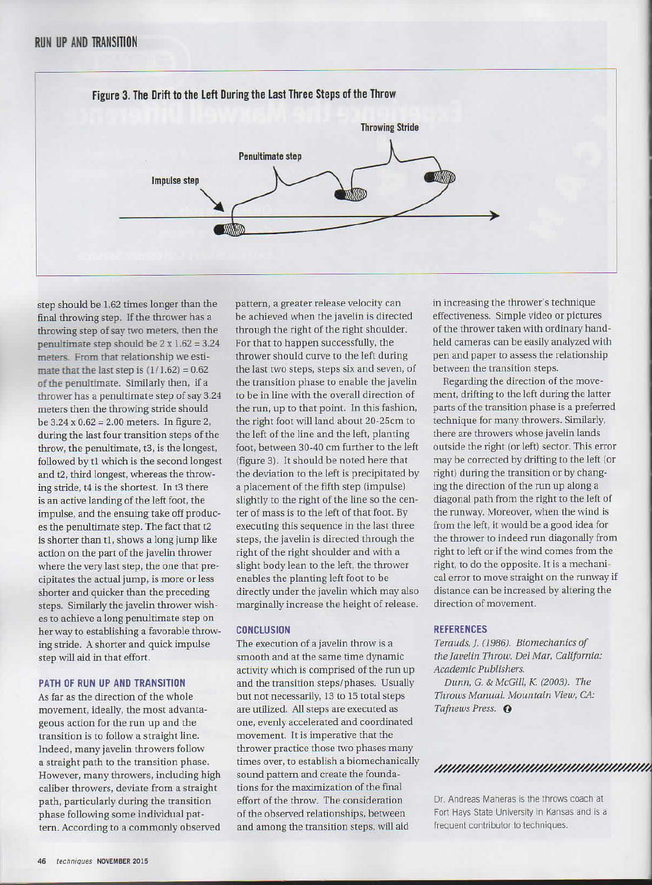**Figure 3. The Drift to the Left During the Last Three Steps of the Throw**

Throwing Stride

Penultimate step

Impulse step

step should be 1.62 times longer than the final throwing step. If the thrower has a throwing step of say two meters, then the penultimate step should be 2 x 1.62 = 3.24 meters. From that relationship we estimate that the last step is (1/1.62) = 0.62 of the penultimate. Similarly then, if a thrower has a penultimate step of say 3.24 meters then the throwing stride should be 3.24 x 0.62 = 2.00 meters. In figure 2, during the last four transition steps of the throw, the penultimate, t3, is the longest, followed by t1 which is the second longest and t2, third longest, whereas the throwing stride, t4 is the shortest. In t3 there is an active landing of the left foot, the impulse, and the ensuing take off produces the penultimate step. The fact that t2 is shorter than t1, shows a long jump like action on the part of the javelin thrower where the very last step, the one that precipitates the actual jump, is more or less shorter and quicker than the preceding steps. Similarly the javelin thrower wishes to achieve a long penultimate step on her way to establishing a favorable throwing stride. A shorter and quick impulse step will aid in that effort.

## PATH OF RUN UP AND TRANSITION

As far as the direction of the whole movement, ideally, the most advantageous action for the run up and the transition is to follow a straight line. Indeed, many javelin throwers follow a straight path to the transition phase. However, many throwers, including high caliber throwers, deviate from a straight path, particularly during the transition phase following some individual pattern. According to a commonly observed pattern, a greater release velocity can be achieved when the javelin is directed through the right of the right shoulder. For that to happen successfully, the thrower should curve to the left during the last two steps, steps six and seven, of the transition phase to enable the javelin to be in line with the overall direction of the run, up to that point. In this fashion, the right foot will land about 20-25cm to the left of the line and the left, planting foot, between 30-40 cm further to the left (figure 3). It should be noted here that the deviation to the left is precipitated by a placement of the fifth step (impulse) slightly to the right of the line so the center of mass is to the left of that foot. By executing this sequence in the last three steps, the javelin is directed through the right of the right shoulder and with a slight body lean to the left, the thrower enables the planting left foot to be directly under the javelin which may also marginally increase the height of release.

## CONCLUSION

The execution of a javelin throw is a smooth and at the same time dynamic activity which is comprised of the run up and the transition steps/phases. Usually but not necessarily, 13 to 15 total steps are utilized. All steps are executed as one, evenly accelerated and coordinated movement. It is imperative that the thrower practice those two phases many times over, to establish a biomechanically sound pattern and create the foundations for the maximization of the final effort of the throw. The consideration of the observed relationships, between and among the transition steps, will aid in increasing the thrower's technique effectiveness. Simple video or pictures of the thrower taken with ordinary hand-held cameras can be easily analyzed with pen and paper to assess the relationship between the transition steps.

Regarding the direction of the movement, drifting to the left during the latter parts of the transition phase is a preferred technique for many throwers. Similarly, there are throwers whose javelin lands outside the right (or left) sector. This error may be corrected by drifting to the left (or right) during the transition or by changing the direction of the run up along a diagonal path from the right to the left of the runway. Moreover, when the wind is from the left, it would be a good idea for the thrower to indeed run diagonally from right to left or if the wind comes from the right, to do the opposite. It is a mechanical error to move straight on the runway if distance can be increased by altering the direction of movement.

## REFERENCES

*Terauds, J. (1986). Biomechanics of the Javelin Throw. Del Mar, California: Academic Publishers.*

*Dunn, G. & McGill, K. (2003). The Throws Manual. Mountain View, CA: Tafnews Press.*

Dr. Andreas Maheras is the throws coach at Fort Hays State University in Kansas and is a frequent contributor to techniques.